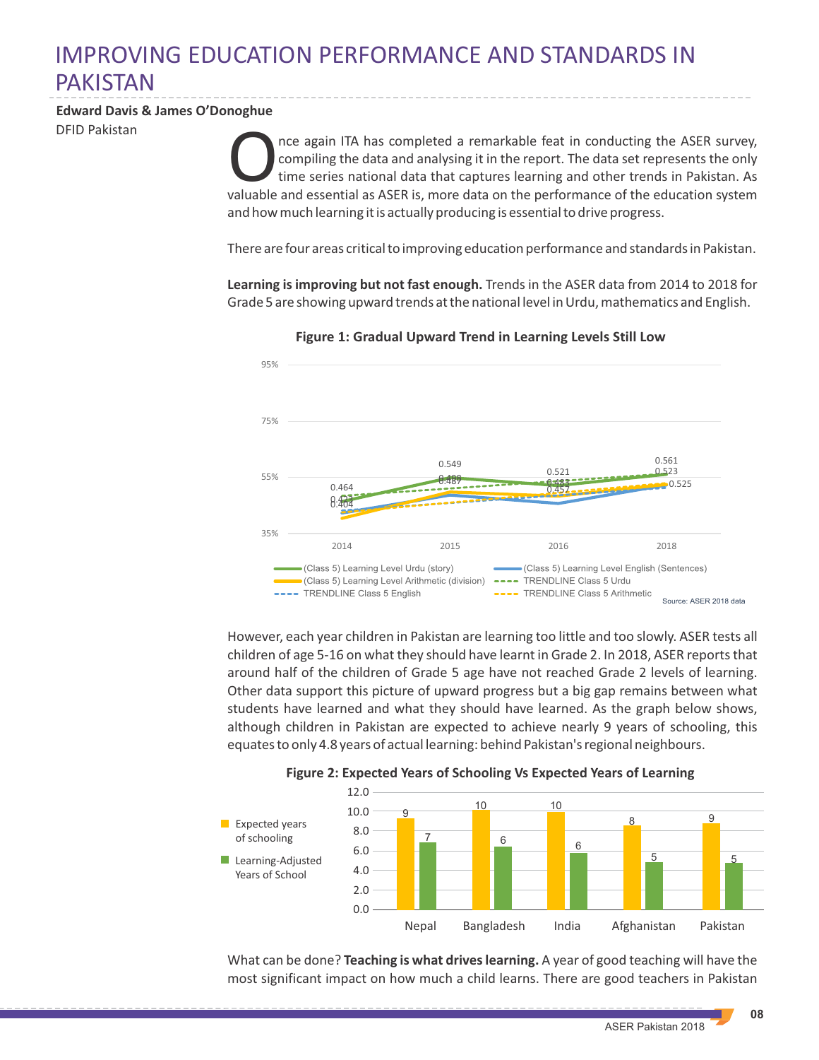# IMPROVING EDUCATION PERFORMANCE AND STANDARDS IN PAKISTAN

**Edward Davis & James O'Donoghue**

DFID Pakistan

Once again ITA has completed a remarkable feat in conducting the ASER survey, compiling the data and analysing it in the report. The data set represents the only time series national data that captures learning and other trends in Pakistan. As valuable and essential as ASER is, more data on the performance of the education system and how much learning it is actually producing is essential to drive progress.

There are four areas critical to improving education performance and standards in Pakistan.

**Learning is improving but not fast enough.** Trends in the ASER data from 2014 to 2018 for Grade 5 are showing upward trends at the national level in Urdu, mathematics and English.

**Figure 1: Gradual Upward Trend in Learning Levels Still Low**

Source: ASER 2018 data

However, each year children in Pakistan are learning too little and too slowly. ASER tests all children of age 5-16 on what they should have learnt in Grade 2. In 2018, ASER reports that around half of the children of Grade 5 age have not reached Grade 2 levels of learning. Other data support this picture of upward progress but a big gap remains between what students have learned and what they should have learned. As the graph below shows, although children in Pakistan are expected to achieve nearly 9 years of schooling, this equates to only 4.8 years of actual learning: behind Pakistan's regional neighbours.

**Figure 2: Expected Years of Schooling Vs Expected Years of Learning**

| | Nepal | Bangladesh | India | Afghanistan | Pakistan |
|---|---|---|---|---|---|
| Expected years of schooling | 9 | 10 | 10 | 8 | 9 |
| Learning-Adjusted Years of School | 7 | 6 | 6 | 5 | 5 |

What can be done? **Teaching is what drives learning.** A year of good teaching will have the most significant impact on how much a child learns. There are good teachers in Pakistan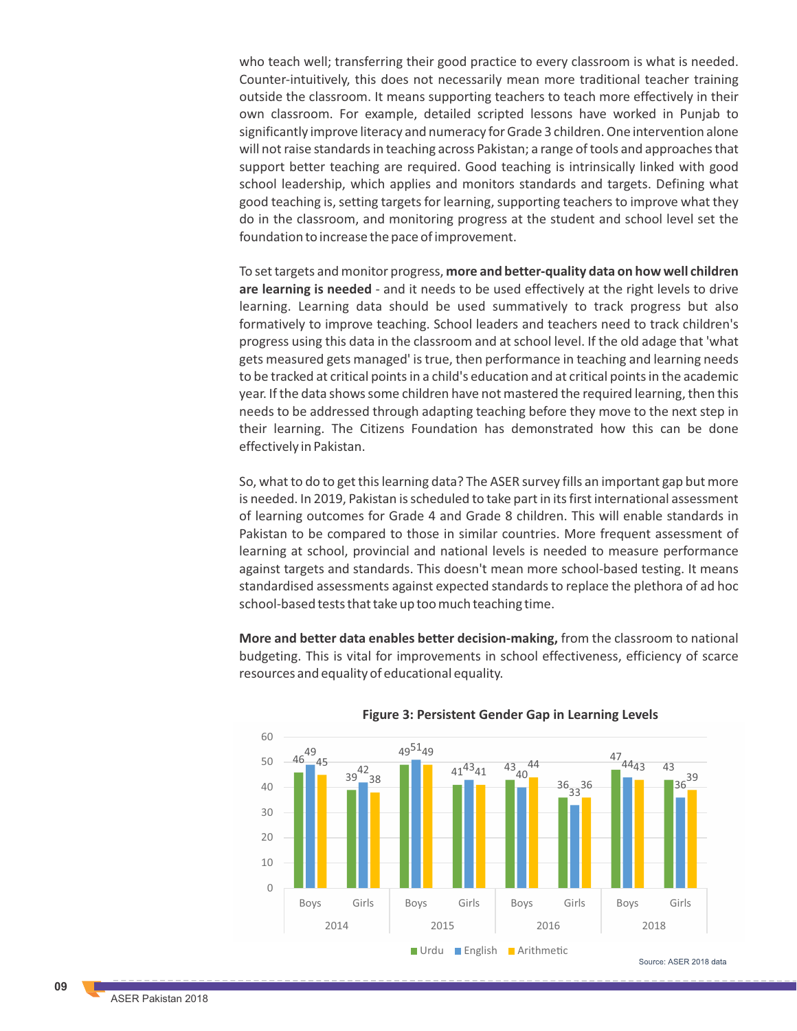who teach well; transferring their good practice to every classroom is what is needed. Counter-intuitively, this does not necessarily mean more traditional teacher training outside the classroom. It means supporting teachers to teach more effectively in their own classroom. For example, detailed scripted lessons have worked in Punjab to significantly improve literacy and numeracy for Grade 3 children. One intervention alone will not raise standards in teaching across Pakistan; a range of tools and approaches that support better teaching are required. Good teaching is intrinsically linked with good school leadership, which applies and monitors standards and targets. Defining what good teaching is, setting targets for learning, supporting teachers to improve what they do in the classroom, and monitoring progress at the student and school level set the foundation to increase the pace of improvement.

To set targets and monitor progress, **more and better-quality data on how well children are learning is needed** - and it needs to be used effectively at the right levels to drive learning. Learning data should be used summatively to track progress but also formatively to improve teaching. School leaders and teachers need to track children's progress using this data in the classroom and at school level. If the old adage that 'what gets measured gets managed' is true, then performance in teaching and learning needs to be tracked at critical points in a child's education and at critical points in the academic year. If the data shows some children have not mastered the required learning, then this needs to be addressed through adapting teaching before they move to the next step in their learning. The Citizens Foundation has demonstrated how this can be done effectively in Pakistan.

So, what to do to get this learning data? The ASER survey fills an important gap but more is needed. In 2019, Pakistan is scheduled to take part in its first international assessment of learning outcomes for Grade 4 and Grade 8 children. This will enable standards in Pakistan to be compared to those in similar countries. More frequent assessment of learning at school, provincial and national levels is needed to measure performance against targets and standards. This doesn't mean more school-based testing. It means standardised assessments against expected standards to replace the plethora of ad hoc school-based tests that take up too much teaching time.

**More and better data enables better decision-making,** from the classroom to national budgeting. This is vital for improvements in school effectiveness, efficiency of scarce resources and equality of educational equality.

**Figure 3: Persistent Gender Gap in Learning Levels**

| Year | Group | Urdu | English | Arithmetic |
|---|---|---|---|---|
| 2014 | Boys | 46 | 49 | 45 |
| 2014 | Girls | 39 | 42 | 38 |
| 2015 | Boys | 49 | 51 | 49 |
| 2015 | Girls | 41 | 43 | 41 |
| 2016 | Boys | 43 | 40 | 44 |
| 2016 | Girls | 36 | 33 | 36 |
| 2018 | Boys | 47 | 44 | 43 |
| 2018 | Girls | 43 | 36 | 39 |

Source: ASER 2018 data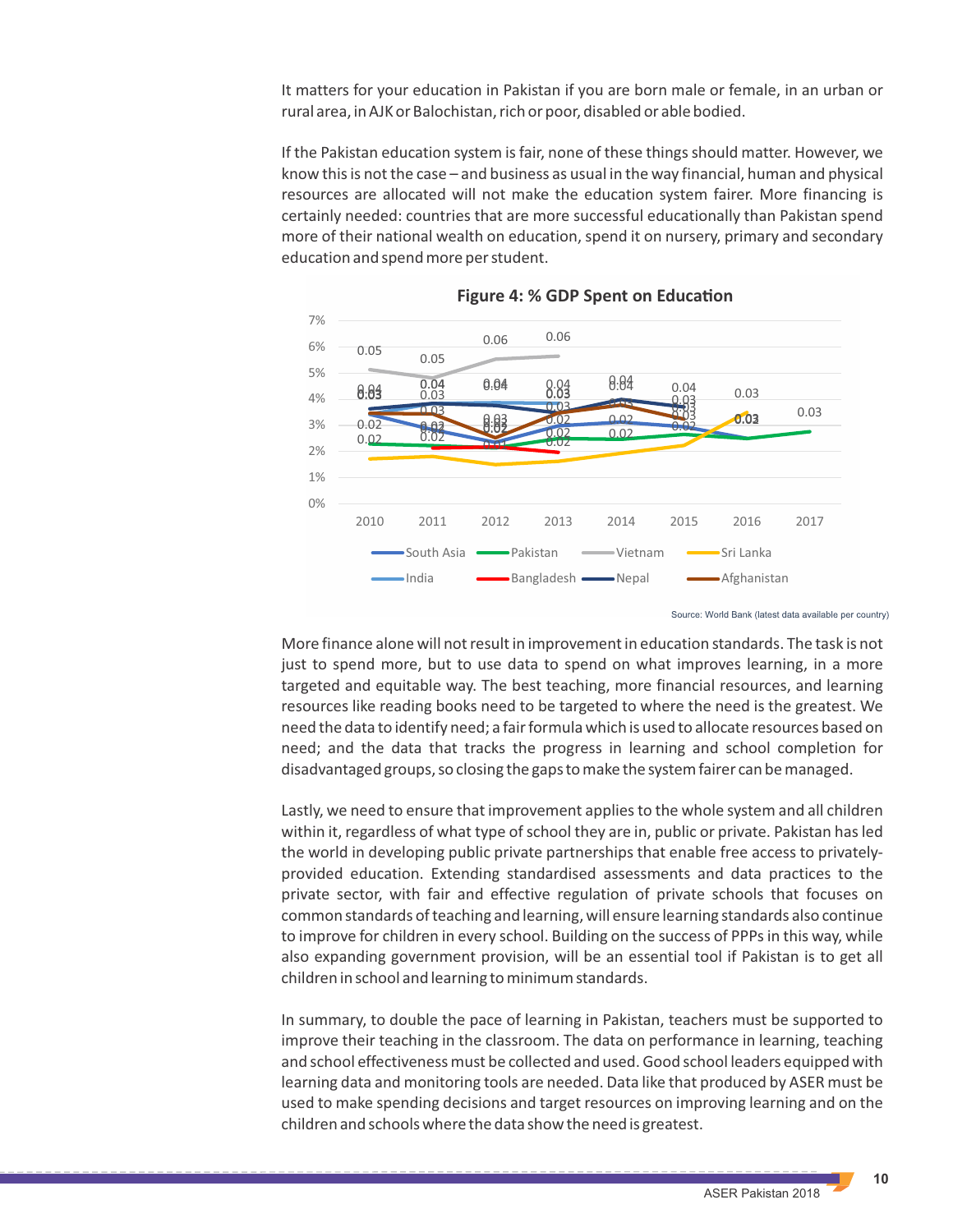It matters for your education in Pakistan if you are born male or female, in an urban or rural area, in AJK or Balochistan, rich or poor, disabled or able bodied.

If the Pakistan education system is fair, none of these things should matter. However, we know this is not the case – and business as usual in the way financial, human and physical resources are allocated will not make the education system fairer. More financing is certainly needed: countries that are more successful educationally than Pakistan spend more of their national wealth on education, spend it on nursery, primary and secondary education and spend more per student.

**Figure 4: % GDP Spent on Education**

7%
6%
5%
4%
3%
2%
1%
0%

2010 2011 2012 2013 2014 2015 2016 2017

South Asia, Pakistan, Vietnam, Sri Lanka, India, Bangladesh, Nepal, Afghanistan

Source: World Bank (latest data available per country)

More finance alone will not result in improvement in education standards. The task is not just to spend more, but to use data to spend on what improves learning, in a more targeted and equitable way. The best teaching, more financial resources, and learning resources like reading books need to be targeted to where the need is the greatest. We need the data to identify need; a fair formula which is used to allocate resources based on need; and the data that tracks the progress in learning and school completion for disadvantaged groups, so closing the gaps to make the system fairer can be managed.

Lastly, we need to ensure that improvement applies to the whole system and all children within it, regardless of what type of school they are in, public or private. Pakistan has led the world in developing public private partnerships that enable free access to privately-provided education. Extending standardised assessments and data practices to the private sector, with fair and effective regulation of private schools that focuses on common standards of teaching and learning, will ensure learning standards also continue to improve for children in every school. Building on the success of PPPs in this way, while also expanding government provision, will be an essential tool if Pakistan is to get all children in school and learning to minimum standards.

In summary, to double the pace of learning in Pakistan, teachers must be supported to improve their teaching in the classroom. The data on performance in learning, teaching and school effectiveness must be collected and used. Good school leaders equipped with learning data and monitoring tools are needed. Data like that produced by ASER must be used to make spending decisions and target resources on improving learning and on the children and schools where the data show the need is greatest.